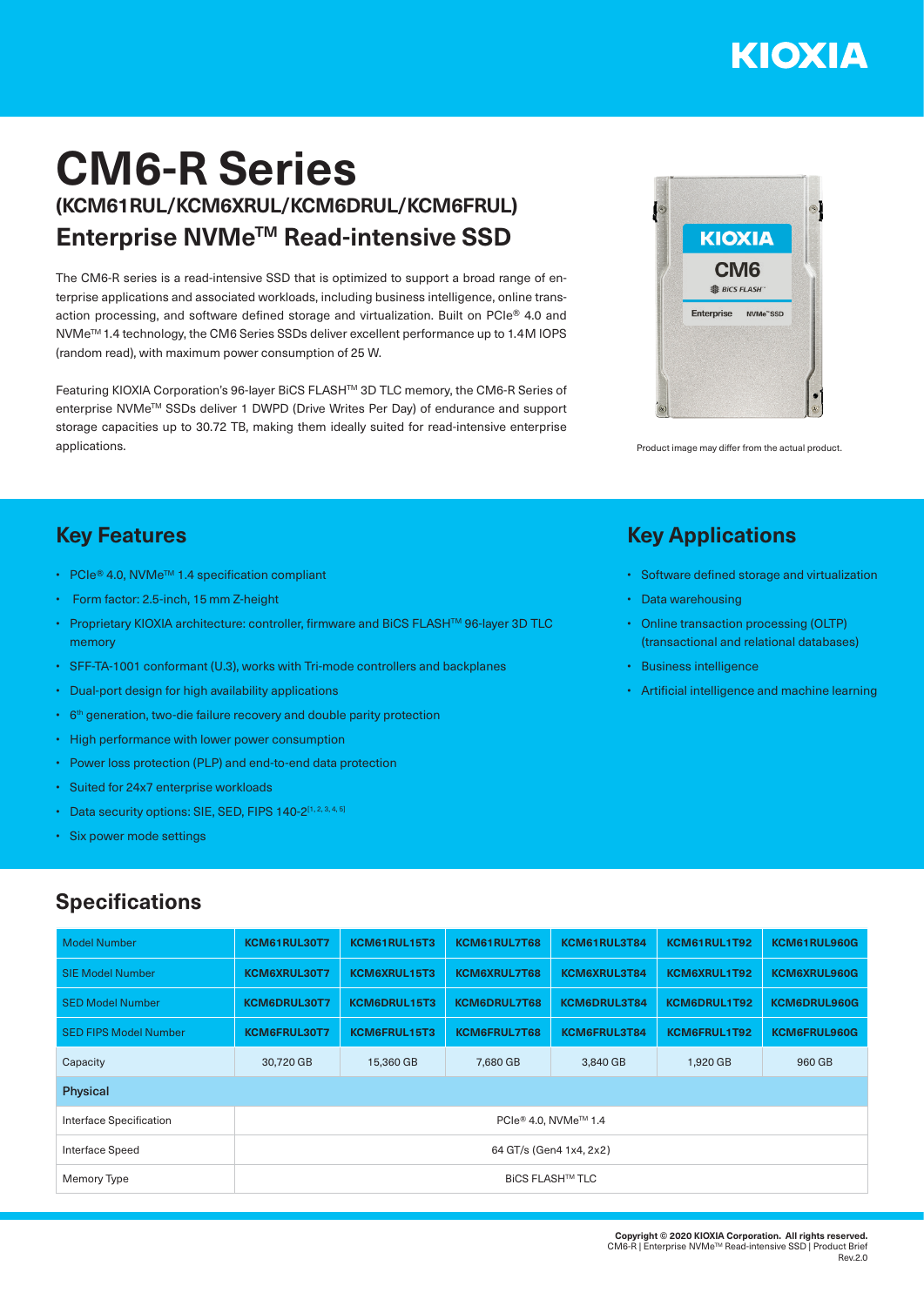# CM6-R Series

## (KCM61RUL/KCM6XRUL/KCM6DRUL/KCM6FRUL)

## Enterprise NVMe™ Read-intensive SSD

The CM6-R series is a read-intensive SSD that is optimized to support a broad range of enterprise applications and associated workloads, including business intelligence, online transaction processing, and software defined storage and virtualization. Built on PCIe® 4.0 and NVMe™ 1.4 technology, the CM6 Series SSDs deliver excellent performance up to 1.4M IOPS (random read), with maximum power consumption of 25 W.

Featuring KIOXIA Corporation's 96-layer BiCS FLASH™ 3D TLC memory, the CM6-R Series of enterprise NVMe™ SSDs deliver 1 DWPD (Drive Writes Per Day) of endurance and support storage capacities up to 30.72 TB, making them ideally suited for read-intensive enterprise applications.

Product image may differ from the actual product.

## Key Features

- PCIe® 4.0, NVMe™ 1.4 specification compliant
- Form factor: 2.5-inch, 15 mm Z-height
- Proprietary KIOXIA architecture: controller, firmware and BiCS FLASH™ 96-layer 3D TLC memory
- SFF-TA-1001 conformant (U.3), works with Tri-mode controllers and backplanes
- Dual-port design for high availability applications
- 6th generation, two-die failure recovery and double parity protection
- High performance with lower power consumption
- Power loss protection (PLP) and end-to-end data protection
- Suited for 24x7 enterprise workloads
- Data security options: SIE, SED, FIPS 140-2[1, 2, 3, 4, 5]
- Six power mode settings

## Key Applications

- Software defined storage and virtualization
- Data warehousing
- Online transaction processing (OLTP) (transactional and relational databases)
- Business intelligence
- Artificial intelligence and machine learning

## Specifications

| Model Number | KCM61RUL30T7 | KCM61RUL15T3 | KCM61RUL7T68 | KCM61RUL3T84 | KCM61RUL1T92 | KCM61RUL960G |
|---|---|---|---|---|---|---|
| SIE Model Number | KCM6XRUL30T7 | KCM6XRUL15T3 | KCM6XRUL7T68 | KCM6XRUL3T84 | KCM6XRUL1T92 | KCM6XRUL960G |
| SED Model Number | KCM6DRUL30T7 | KCM6DRUL15T3 | KCM6DRUL7T68 | KCM6DRUL3T84 | KCM6DRUL1T92 | KCM6DRUL960G |
| SED FIPS Model Number | KCM6FRUL30T7 | KCM6FRUL15T3 | KCM6FRUL7T68 | KCM6FRUL3T84 | KCM6FRUL1T92 | KCM6FRUL960G |
| Capacity | 30,720 GB | 15,360 GB | 7,680 GB | 3,840 GB | 1,920 GB | 960 GB |
| **Physical** | | | | | | |
| Interface Specification | PCIe® 4.0, NVMe™ 1.4 | | | | | |
| Interface Speed | 64 GT/s (Gen4 1x4, 2x2) | | | | | |
| Memory Type | BiCS FLASH™ TLC | | | | | |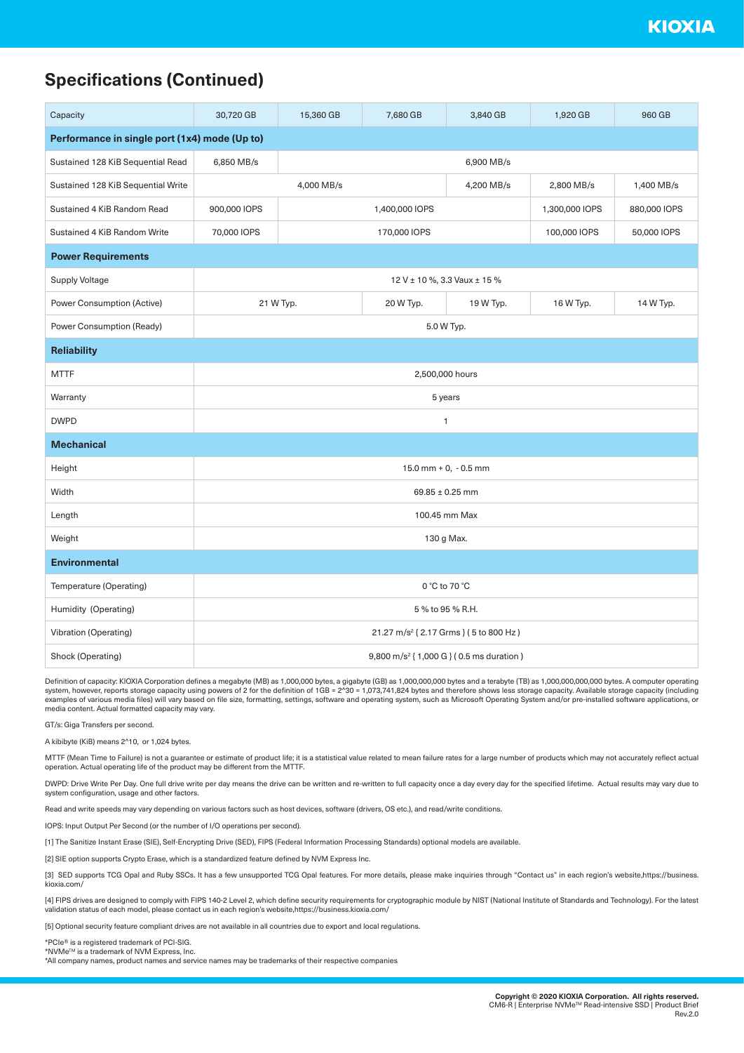## Specifications (Continued)

| Capacity | 30,720 GB | 15,360 GB | 7,680 GB | 3,840 GB | 1,920 GB | 960 GB |
|---|---|---|---|---|---|---|
| **Performance in single port (1x4) mode (Up to)** | | | | | | |
| Sustained 128 KiB Sequential Read | 6,850 MB/s | 6,900 MB/s | | | | |
| Sustained 128 KiB Sequential Write | 4,000 MB/s | | | 4,200 MB/s | 2,800 MB/s | 1,400 MB/s |
| Sustained 4 KiB Random Read | 900,000 IOPS | 1,400,000 IOPS | | | 1,300,000 IOPS | 880,000 IOPS |
| Sustained 4 KiB Random Write | 70,000 IOPS | 170,000 IOPS | | | 100,000 IOPS | 50,000 IOPS |
| **Power Requirements** | | | | | | |
| Supply Voltage | 12 V ± 10 %, 3.3 Vaux ± 15 % | | | | | |
| Power Consumption (Active) | 21 W Typ. | | 20 W Typ. | 19 W Typ. | 16 W Typ. | 14 W Typ. |
| Power Consumption (Ready) | 5.0 W Typ. | | | | | |
| **Reliability** | | | | | | |
| MTTF | 2,500,000 hours | | | | | |
| Warranty | 5 years | | | | | |
| DWPD | 1 | | | | | |
| **Mechanical** | | | | | | |
| Height | 15.0 mm + 0, - 0.5 mm | | | | | |
| Width | 69.85 ± 0.25 mm | | | | | |
| Length | 100.45 mm Max | | | | | |
| Weight | 130 g Max. | | | | | |
| **Environmental** | | | | | | |
| Temperature (Operating) | 0 °C to 70 °C | | | | | |
| Humidity (Operating) | 5 % to 95 % R.H. | | | | | |
| Vibration (Operating) | 21.27 m/s² { 2.17 Grms } ( 5 to 800 Hz ) | | | | | |
| Shock (Operating) | 9,800 m/s² { 1,000 G } ( 0.5 ms duration ) | | | | | |

Definition of capacity: KIOXIA Corporation defines a megabyte (MB) as 1,000,000 bytes, a gigabyte (GB) as 1,000,000,000 bytes and a terabyte (TB) as 1,000,000,000,000 bytes. A computer operating system, however, reports storage capacity using powers of 2 for the definition of 1GB = 2^30 = 1,073,741,824 bytes and therefore shows less storage capacity. Available storage capacity (including examples of various media files) will vary based on file size, formatting, settings, software and operating system, such as Microsoft Operating System and/or pre-installed software applications, or media content. Actual formatted capacity may vary.

GT/s: Giga Transfers per second.

A kibibyte (KiB) means 2^10, or 1,024 bytes.

MTTF (Mean Time to Failure) is not a guarantee or estimate of product life; it is a statistical value related to mean failure rates for a large number of products which may not accurately reflect actual operation. Actual operating life of the product may be different from the MTTF.

DWPD: Drive Write Per Day. One full drive write per day means the drive can be written and re-written to full capacity once a day every day for the specified lifetime. Actual results may vary due to system configuration, usage and other factors.

Read and write speeds may vary depending on various factors such as host devices, software (drivers, OS etc.), and read/write conditions.

IOPS: Input Output Per Second (or the number of I/O operations per second).

[1] The Sanitize Instant Erase (SIE), Self-Encrypting Drive (SED), FIPS (Federal Information Processing Standards) optional models are available.

[2] SIE option supports Crypto Erase, which is a standardized feature defined by NVM Express Inc.

[3] SED supports TCG Opal and Ruby SSCs. It has a few unsupported TCG Opal features. For more details, please make inquiries through "Contact us" in each region's website,https://business.kioxia.com/

[4] FIPS drives are designed to comply with FIPS 140-2 Level 2, which define security requirements for cryptographic module by NIST (National Institute of Standards and Technology). For the latest validation status of each model, please contact us in each region's website,https://business.kioxia.com/

[5] Optional security feature compliant drives are not available in all countries due to export and local regulations.

*PCIe® is a registered trademark of PCI-SIG.
*NVMe™ is a trademark of NVM Express, Inc.
*All company names, product names and service names may be trademarks of their respective companies

**Copyright © 2020 KIOXIA Corporation. All rights reserved.**
CM6-R | Enterprise NVMe™ Read-intensive SSD | Product Brief
Rev.2.0